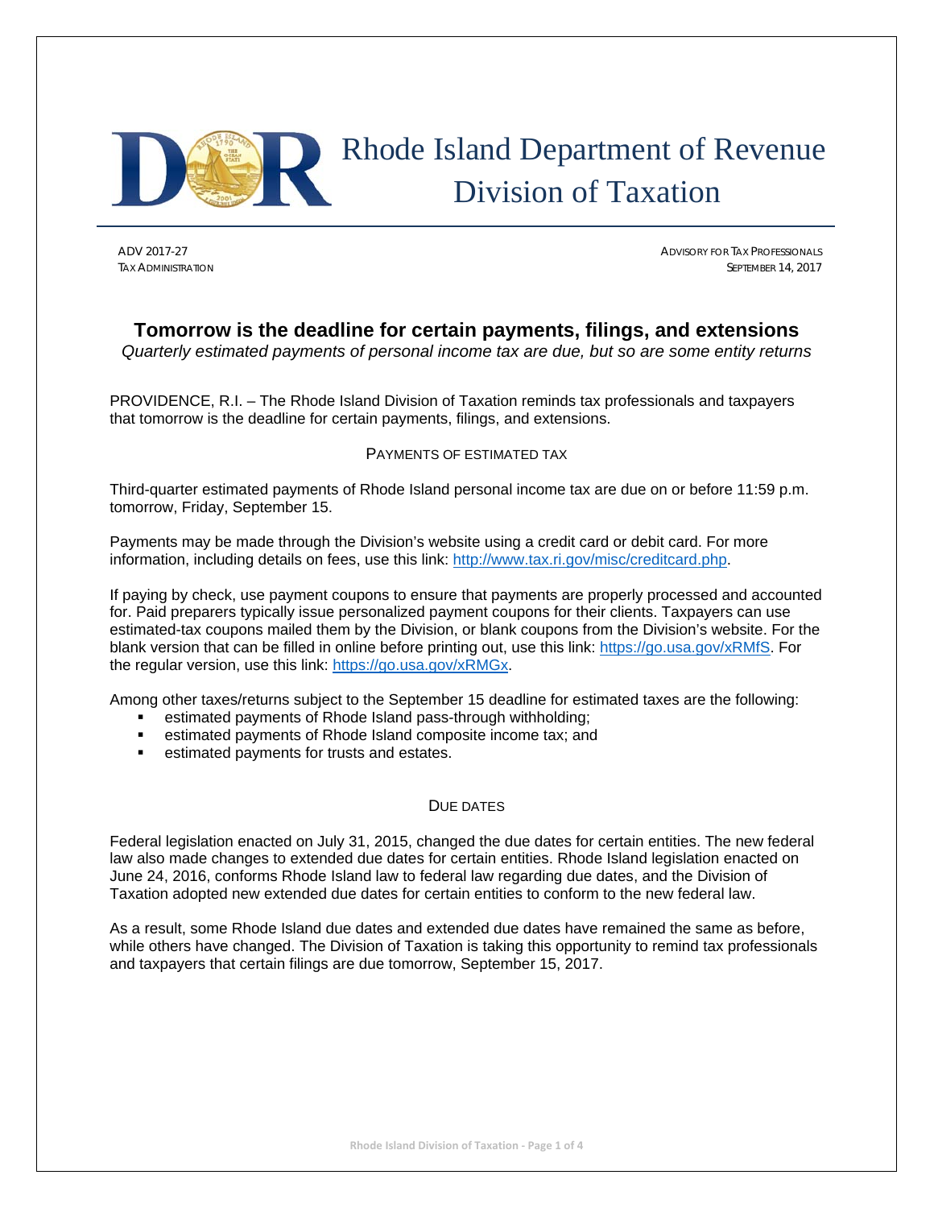# Rhode Island Department of Revenue
# Division of Taxation

ADV 2017-27
TAX ADMINISTRATION

ADVISORY FOR TAX PROFESSIONALS
SEPTEMBER 14, 2017

## Tomorrow is the deadline for certain payments, filings, and extensions

*Quarterly estimated payments of personal income tax are due, but so are some entity returns*

PROVIDENCE, R.I. – The Rhode Island Division of Taxation reminds tax professionals and taxpayers that tomorrow is the deadline for certain payments, filings, and extensions.

### PAYMENTS OF ESTIMATED TAX

Third-quarter estimated payments of Rhode Island personal income tax are due on or before 11:59 p.m. tomorrow, Friday, September 15.

Payments may be made through the Division's website using a credit card or debit card. For more information, including details on fees, use this link: http://www.tax.ri.gov/misc/creditcard.php.

If paying by check, use payment coupons to ensure that payments are properly processed and accounted for. Paid preparers typically issue personalized payment coupons for their clients. Taxpayers can use estimated-tax coupons mailed them by the Division, or blank coupons from the Division's website. For the blank version that can be filled in online before printing out, use this link: https://go.usa.gov/xRMfS. For the regular version, use this link: https://go.usa.gov/xRMGx.

Among other taxes/returns subject to the September 15 deadline for estimated taxes are the following:

- estimated payments of Rhode Island pass-through withholding;
- estimated payments of Rhode Island composite income tax; and
- estimated payments for trusts and estates.

### DUE DATES

Federal legislation enacted on July 31, 2015, changed the due dates for certain entities. The new federal law also made changes to extended due dates for certain entities. Rhode Island legislation enacted on June 24, 2016, conforms Rhode Island law to federal law regarding due dates, and the Division of Taxation adopted new extended due dates for certain entities to conform to the new federal law.

As a result, some Rhode Island due dates and extended due dates have remained the same as before, while others have changed. The Division of Taxation is taking this opportunity to remind tax professionals and taxpayers that certain filings are due tomorrow, September 15, 2017.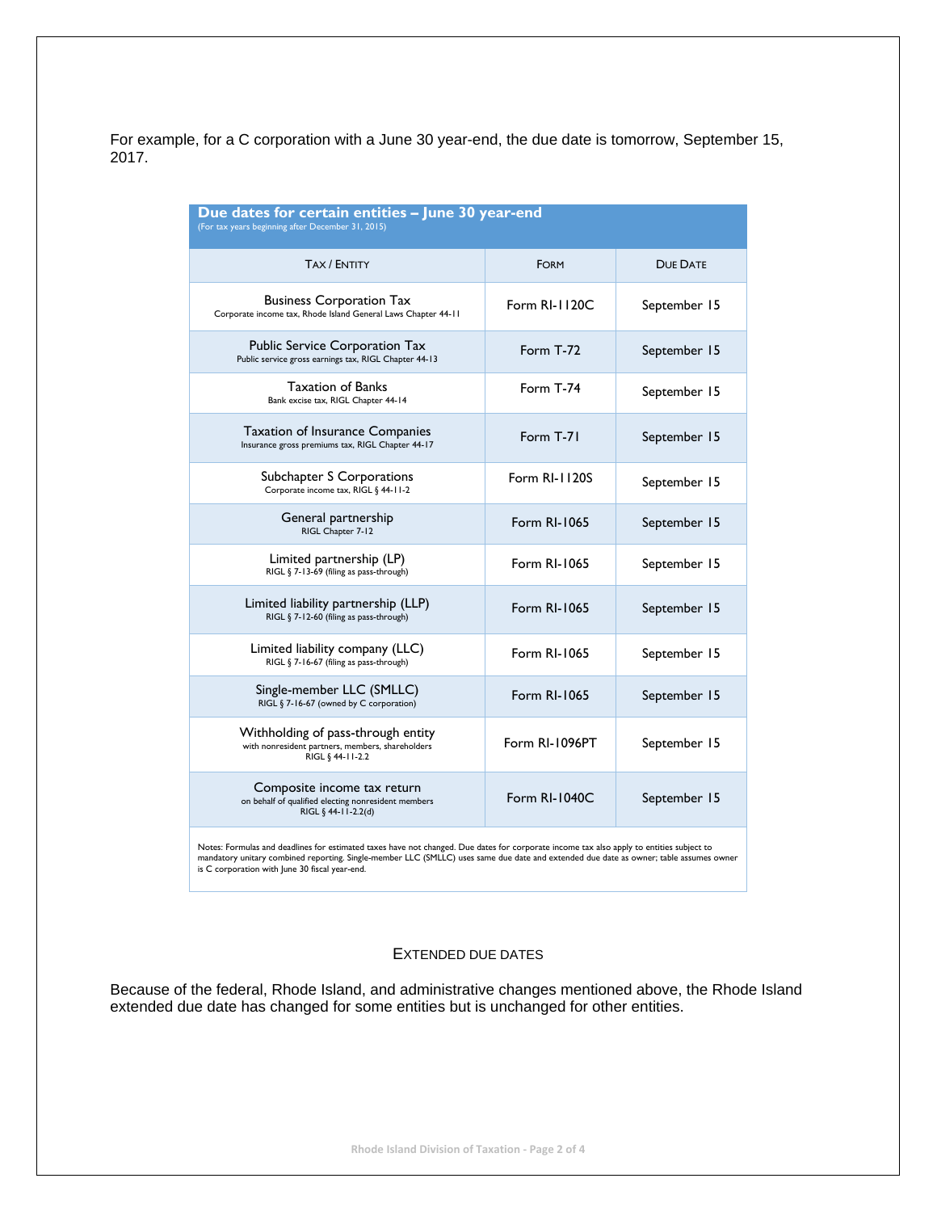For example, for a C corporation with a June 30 year-end, the due date is tomorrow, September 15, 2017.

| Due dates for certain entities – June 30 year-end (For tax years beginning after December 31, 2015) | | |
|---|---|---|
| TAX / ENTITY | FORM | DUE DATE |
| Business Corporation Tax<br>Corporate income tax, Rhode Island General Laws Chapter 44-11 | Form RI-1120C | September 15 |
| Public Service Corporation Tax<br>Public service gross earnings tax, RIGL Chapter 44-13 | Form T-72 | September 15 |
| Taxation of Banks<br>Bank excise tax, RIGL Chapter 44-14 | Form T-74 | September 15 |
| Taxation of Insurance Companies<br>Insurance gross premiums tax, RIGL Chapter 44-17 | Form T-71 | September 15 |
| Subchapter S Corporations<br>Corporate income tax, RIGL § 44-11-2 | Form RI-1120S | September 15 |
| General partnership<br>RIGL Chapter 7-12 | Form RI-1065 | September 15 |
| Limited partnership (LP)<br>RIGL § 7-13-69 (filing as pass-through) | Form RI-1065 | September 15 |
| Limited liability partnership (LLP)<br>RIGL § 7-12-60 (filing as pass-through) | Form RI-1065 | September 15 |
| Limited liability company (LLC)<br>RIGL § 7-16-67 (filing as pass-through) | Form RI-1065 | September 15 |
| Single-member LLC (SMLLC)<br>RIGL § 7-16-67 (owned by C corporation) | Form RI-1065 | September 15 |
| Withholding of pass-through entity<br>with nonresident partners, members, shareholders<br>RIGL § 44-11-2.2 | Form RI-1096PT | September 15 |
| Composite income tax return<br>on behalf of qualified electing nonresident members<br>RIGL § 44-11-2.2(d) | Form RI-1040C | September 15 |

Notes: Formulas and deadlines for estimated taxes have not changed. Due dates for corporate income tax also apply to entities subject to mandatory unitary combined reporting. Single-member LLC (SMLLC) uses same due date and extended due date as owner; table assumes owner is C corporation with June 30 fiscal year-end.

## EXTENDED DUE DATES

Because of the federal, Rhode Island, and administrative changes mentioned above, the Rhode Island extended due date has changed for some entities but is unchanged for other entities.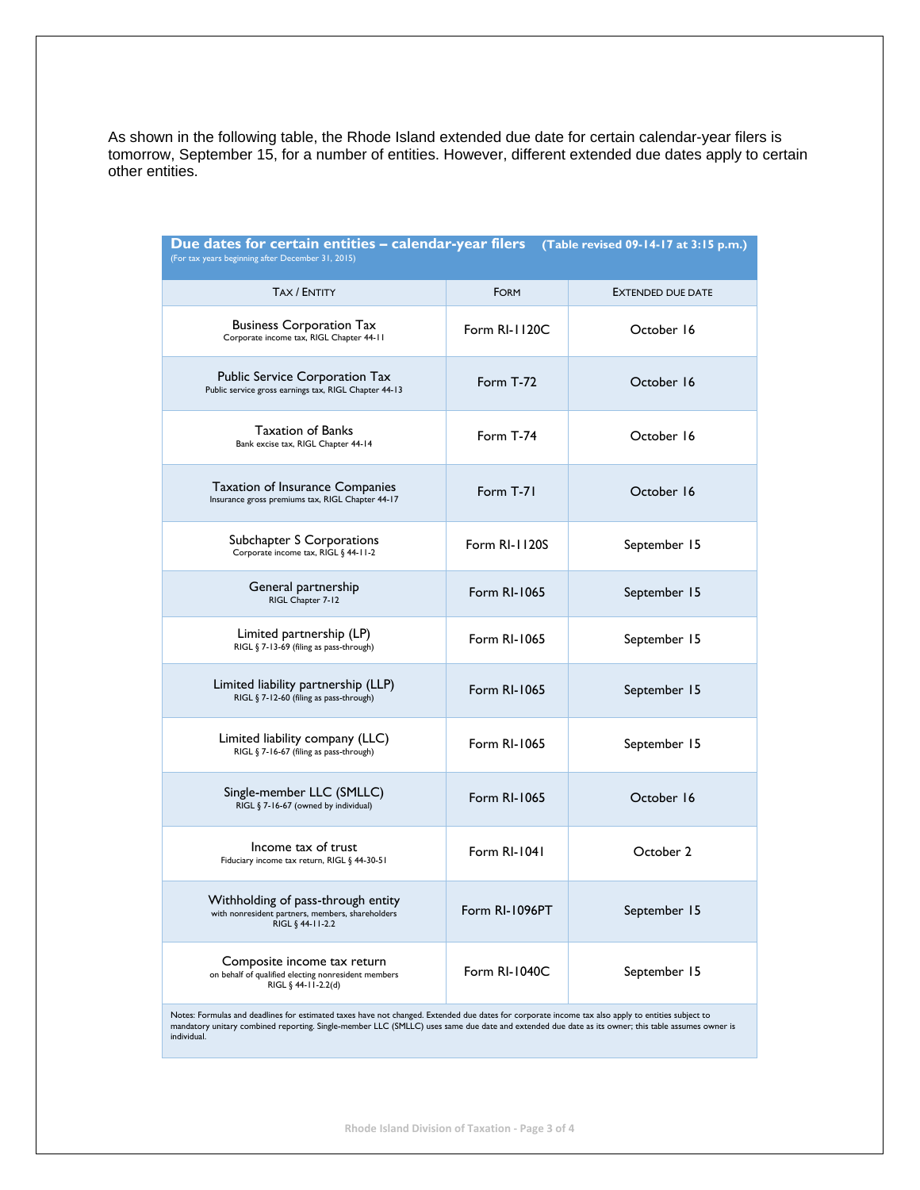As shown in the following table, the Rhode Island extended due date for certain calendar-year filers is tomorrow, September 15, for a number of entities. However, different extended due dates apply to certain other entities.

**Due dates for certain entities – calendar-year filers** **(Table revised 09-14-17 at 3:15 p.m.)**
(For tax years beginning after December 31, 2015)

| TAX / ENTITY | FORM | EXTENDED DUE DATE |
|---|---|---|
| Business Corporation Tax<br>Corporate income tax, RIGL Chapter 44-11 | Form RI-1120C | October 16 |
| Public Service Corporation Tax<br>Public service gross earnings tax, RIGL Chapter 44-13 | Form T-72 | October 16 |
| Taxation of Banks<br>Bank excise tax, RIGL Chapter 44-14 | Form T-74 | October 16 |
| Taxation of Insurance Companies<br>Insurance gross premiums tax, RIGL Chapter 44-17 | Form T-71 | October 16 |
| Subchapter S Corporations<br>Corporate income tax, RIGL § 44-11-2 | Form RI-1120S | September 15 |
| General partnership<br>RIGL Chapter 7-12 | Form RI-1065 | September 15 |
| Limited partnership (LP)<br>RIGL § 7-13-69 (filing as pass-through) | Form RI-1065 | September 15 |
| Limited liability partnership (LLP)<br>RIGL § 7-12-60 (filing as pass-through) | Form RI-1065 | September 15 |
| Limited liability company (LLC)<br>RIGL § 7-16-67 (filing as pass-through) | Form RI-1065 | September 15 |
| Single-member LLC (SMLLC)<br>RIGL § 7-16-67 (owned by individual) | Form RI-1065 | October 16 |
| Income tax of trust<br>Fiduciary income tax return, RIGL § 44-30-51 | Form RI-1041 | October 2 |
| Withholding of pass-through entity<br>with nonresident partners, members, shareholders<br>RIGL § 44-11-2.2 | Form RI-1096PT | September 15 |
| Composite income tax return<br>on behalf of qualified electing nonresident members<br>RIGL § 44-11-2.2(d) | Form RI-1040C | September 15 |

Notes: Formulas and deadlines for estimated taxes have not changed. Extended due dates for corporate income tax also apply to entities subject to mandatory unitary combined reporting. Single-member LLC (SMLLC) uses same due date and extended due date as its owner; this table assumes owner is individual.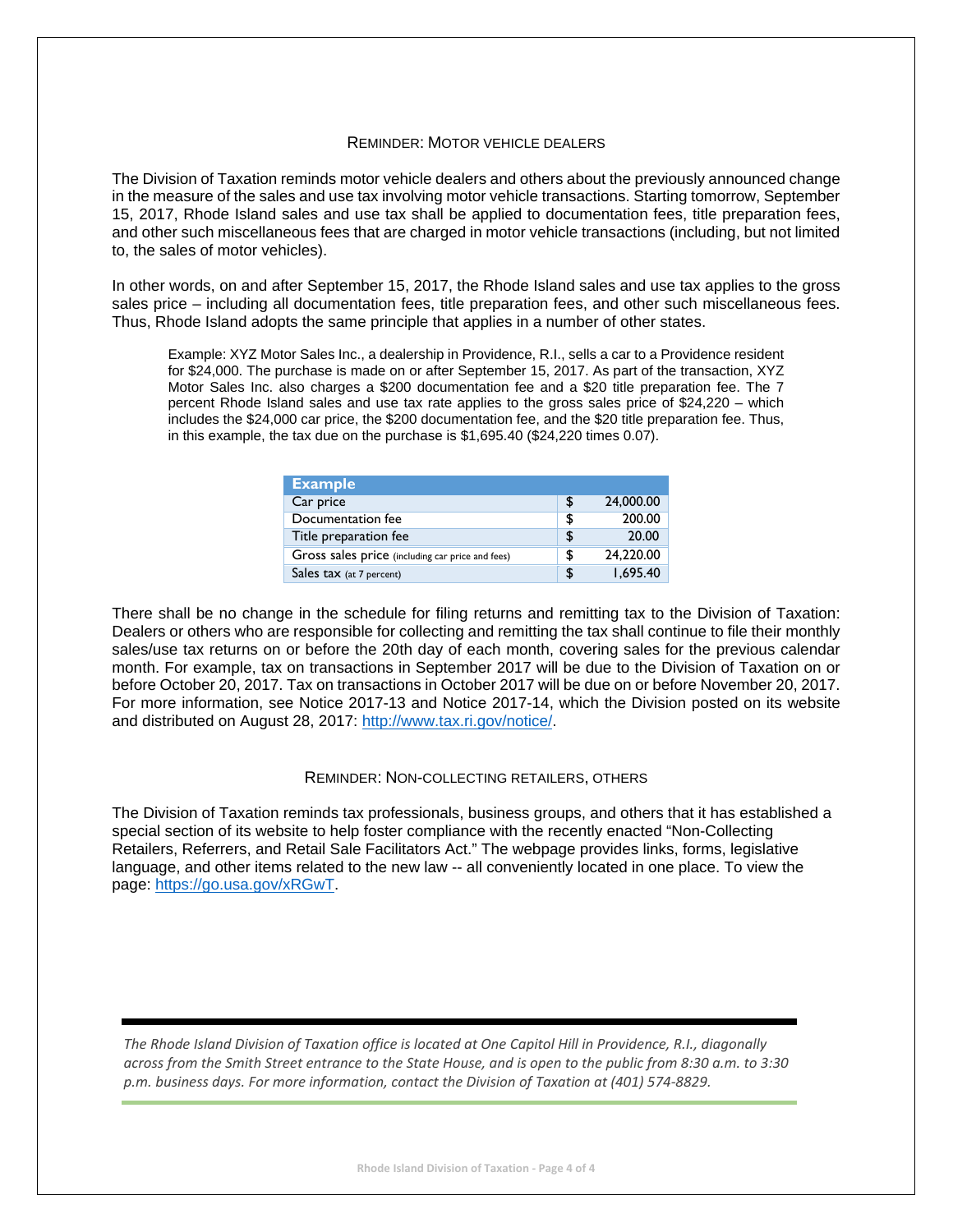## REMINDER: MOTOR VEHICLE DEALERS

The Division of Taxation reminds motor vehicle dealers and others about the previously announced change in the measure of the sales and use tax involving motor vehicle transactions. Starting tomorrow, September 15, 2017, Rhode Island sales and use tax shall be applied to documentation fees, title preparation fees, and other such miscellaneous fees that are charged in motor vehicle transactions (including, but not limited to, the sales of motor vehicles).

In other words, on and after September 15, 2017, the Rhode Island sales and use tax applies to the gross sales price – including all documentation fees, title preparation fees, and other such miscellaneous fees. Thus, Rhode Island adopts the same principle that applies in a number of other states.

> Example: XYZ Motor Sales Inc., a dealership in Providence, R.I., sells a car to a Providence resident for $24,000. The purchase is made on or after September 15, 2017. As part of the transaction, XYZ Motor Sales Inc. also charges a $200 documentation fee and a $20 title preparation fee. The 7 percent Rhode Island sales and use tax rate applies to the gross sales price of $24,220 – which includes the $24,000 car price, the $200 documentation fee, and the $20 title preparation fee. Thus, in this example, the tax due on the purchase is $1,695.40 ($24,220 times 0.07).

| Example | | |
|---|---|---|
| Car price | $ | 24,000.00 |
| Documentation fee | $ | 200.00 |
| Title preparation fee | $ | 20.00 |
| Gross sales price (including car price and fees) | $ | 24,220.00 |
| Sales tax (at 7 percent) | $ | 1,695.40 |

There shall be no change in the schedule for filing returns and remitting tax to the Division of Taxation: Dealers or others who are responsible for collecting and remitting the tax shall continue to file their monthly sales/use tax returns on or before the 20th day of each month, covering sales for the previous calendar month. For example, tax on transactions in September 2017 will be due to the Division of Taxation on or before October 20, 2017. Tax on transactions in October 2017 will be due on or before November 20, 2017. For more information, see Notice 2017-13 and Notice 2017-14, which the Division posted on its website and distributed on August 28, 2017: http://www.tax.ri.gov/notice/.

## REMINDER: NON-COLLECTING RETAILERS, OTHERS

The Division of Taxation reminds tax professionals, business groups, and others that it has established a special section of its website to help foster compliance with the recently enacted "Non-Collecting Retailers, Referrers, and Retail Sale Facilitators Act." The webpage provides links, forms, legislative language, and other items related to the new law -- all conveniently located in one place. To view the page: https://go.usa.gov/xRGwT.

---

*The Rhode Island Division of Taxation office is located at One Capitol Hill in Providence, R.I., diagonally across from the Smith Street entrance to the State House, and is open to the public from 8:30 a.m. to 3:30 p.m. business days. For more information, contact the Division of Taxation at (401) 574-8829.*